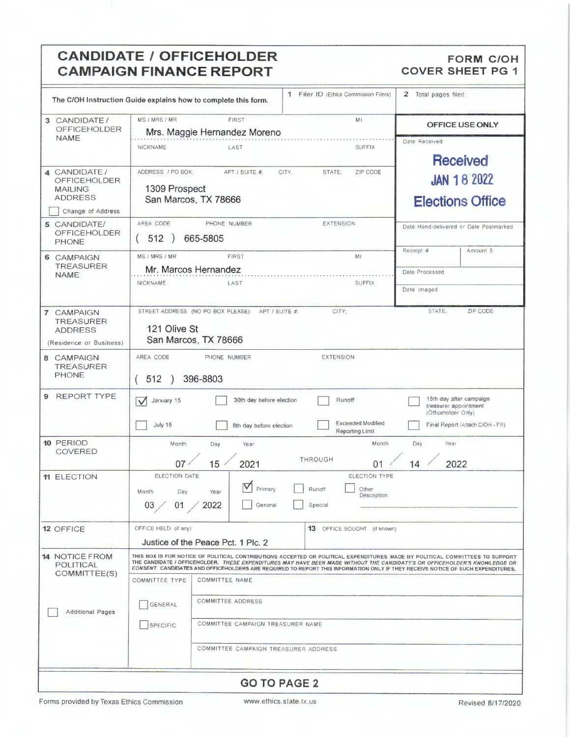# CANDIDATE / OFFICEHOLDER CAMPAIGN FINANCE REPORT

**FORM C/OH COVER SHEET PG 1**

The C/OH Instruction Guide explains how to complete this form.

**1** Filer ID (Ethics Commission Filers)

**2** Total pages filed:

| Field | Information |
|---|---|
| **3 CANDIDATE / OFFICEHOLDER NAME** | MS / MRS / MR, FIRST, MI, NICKNAME, LAST, SUFFIX: Mrs. Maggie Hernandez Moreno |
| **4 CANDIDATE / OFFICEHOLDER MAILING ADDRESS** ☐ Change of Address | ADDRESS / PO BOX; APT / SUITE #; CITY; STATE; ZIP CODE: 1309 Prospect, San Marcos, TX 78666 |
| **5 CANDIDATE/ OFFICEHOLDER PHONE** | AREA CODE, PHONE NUMBER, EXTENSION: ( 512 ) 665-5805 |
| **6 CAMPAIGN TREASURER NAME** | MS / MRS / MR, FIRST, MI, NICKNAME, LAST, SUFFIX: Mr. Marcos Hernandez |
| **7 CAMPAIGN TREASURER ADDRESS** (Residence or Business) | STREET ADDRESS (NO PO BOX PLEASE); APT / SUITE #; CITY; STATE; ZIP CODE: 121 Olive St, San Marcos, TX 78666 |
| **8 CAMPAIGN TREASURER PHONE** | AREA CODE, PHONE NUMBER, EXTENSION: ( 512 ) 396-8803 |

**OFFICE USE ONLY**

Date Received: Received JAN 18 2022 Elections Office

Date Hand-delivered or Date Postmarked

Receipt # | Amount $

Date Processed

Date Imaged

**9 REPORT TYPE**

- ☑ January 15
- ☐ 30th day before election
- ☐ Runoff
- ☐ 15th day after campaign treasurer appointment (Officeholder Only)
- ☐ July 15
- ☐ 8th day before election
- ☐ Exceeded Modified Reporting Limit
- ☐ Final Report (Attach C/OH - FR)

**10 PERIOD COVERED**

Month / Day / Year: 07 / 15 / 2021 THROUGH Month / Day / Year: 01 / 14 / 2022

**11 ELECTION**

ELECTION DATE: Month / Day / Year: 03 / 01 / 2022

ELECTION TYPE:
- ☑ Primary
- ☐ Runoff
- ☐ Other Description
- ☐ General
- ☐ Special

**12 OFFICE**

OFFICE HELD (if any): Justice of the Peace Pct. 1 Plc. 2

**13** OFFICE SOUGHT (if known):

**14 NOTICE FROM POLITICAL COMMITTEE(S)**

THIS BOX IS FOR NOTICE OF POLITICAL CONTRIBUTIONS ACCEPTED OR POLITICAL EXPENDITURES MADE BY POLITICAL COMMITTEES TO SUPPORT THE CANDIDATE / OFFICEHOLDER. *THESE EXPENDITURES MAY HAVE BEEN MADE WITHOUT THE CANDIDATE'S OR OFFICEHOLDER'S KNOWLEDGE OR CONSENT.* CANDIDATES AND OFFICEHOLDERS ARE REQUIRED TO REPORT THIS INFORMATION ONLY IF THEY RECEIVE NOTICE OF SUCH EXPENDITURES.

☐ Additional Pages

COMMITTEE TYPE:
- ☐ GENERAL
- ☐ SPECIFIC

COMMITTEE NAME

COMMITTEE ADDRESS

COMMITTEE CAMPAIGN TREASURER NAME

COMMITTEE CAMPAIGN TREASURER ADDRESS

**GO TO PAGE 2**

Forms provided by Texas Ethics Commission — www.ethics.state.tx.us — Revised 8/17/2020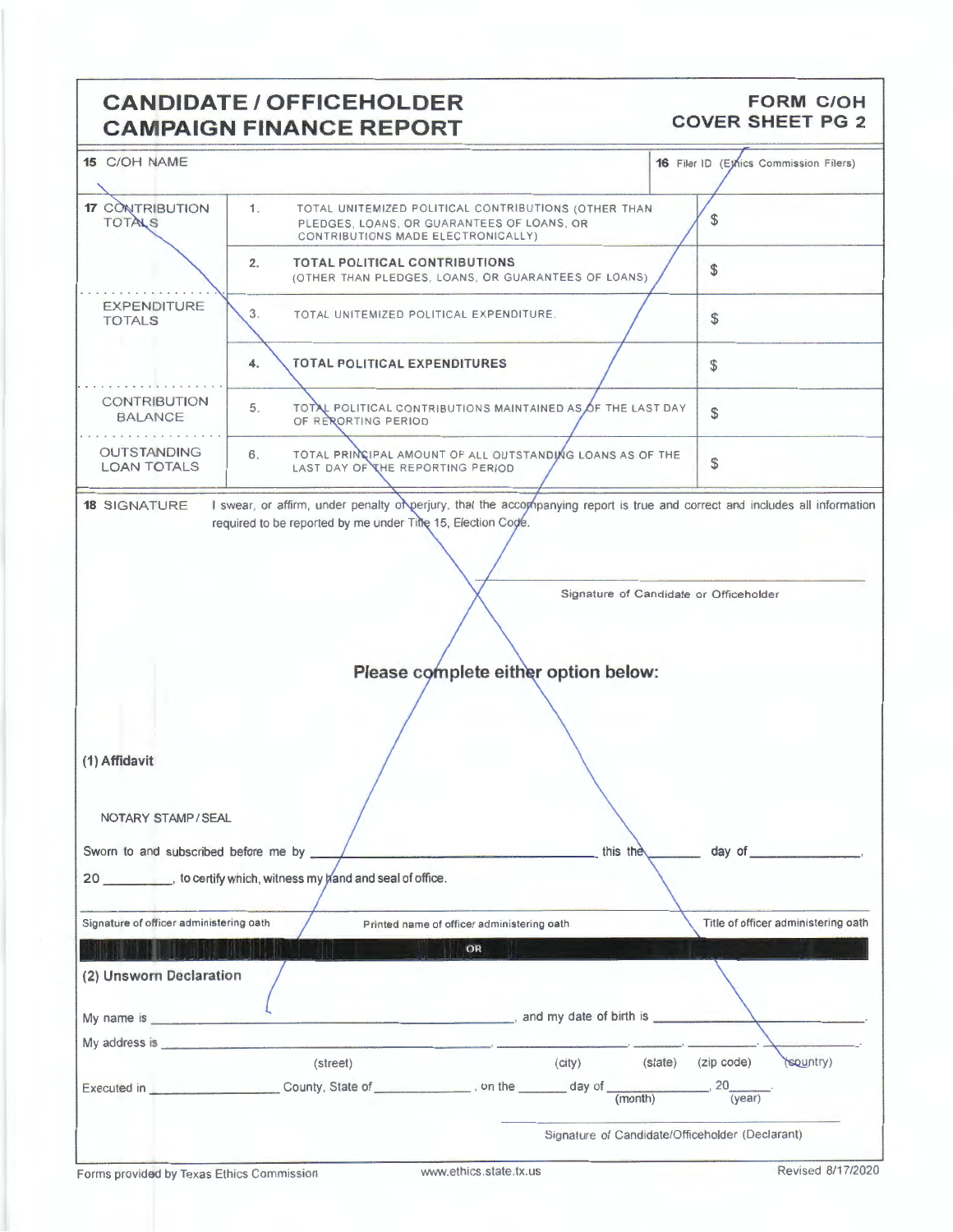# CANDIDATE / OFFICEHOLDER CAMPAIGN FINANCE REPORT

**FORM C/OH COVER SHEET PG 2**

| 15 C/OH NAME | | 16 Filer ID (Ethics Commission Filers) |
|---|---|---|

| | | | |
|---|---|---|---|
| 17 CONTRIBUTION TOTALS | 1. | TOTAL UNITEMIZED POLITICAL CONTRIBUTIONS (OTHER THAN PLEDGES, LOANS, OR GUARANTEES OF LOANS, OR CONTRIBUTIONS MADE ELECTRONICALLY) | $ |
| | 2. | **TOTAL POLITICAL CONTRIBUTIONS** (OTHER THAN PLEDGES, LOANS, OR GUARANTEES OF LOANS) | $ |
| EXPENDITURE TOTALS | 3. | TOTAL UNITEMIZED POLITICAL EXPENDITURE. | $ |
| | 4. | **TOTAL POLITICAL EXPENDITURES** | $ |
| CONTRIBUTION BALANCE | 5. | TOTAL POLITICAL CONTRIBUTIONS MAINTAINED AS OF THE LAST DAY OF REPORTING PERIOD | $ |
| OUTSTANDING LOAN TOTALS | 6. | TOTAL PRINCIPAL AMOUNT OF ALL OUTSTANDING LOANS AS OF THE LAST DAY OF THE REPORTING PERIOD | $ |

**18 SIGNATURE** I swear, or affirm, under penalty of perjury, that the accompanying report is true and correct and includes all information required to be reported by me under Title 15, Election Code.

_______________________________
Signature of Candidate or Officeholder

**Please complete either option below:**

**(1) Affidavit**

NOTARY STAMP / SEAL

Sworn to and subscribed before me by _______________________ this the _______ day of _______________, 20 _________, to certify which, witness my hand and seal of office.

| Signature of officer administering oath | Printed name of officer administering oath | Title of officer administering oath |
|---|---|---|

**OR**

**(2) Unsworn Declaration**

My name is _______________________, and my date of birth is _______________.

My address is _______________________, _______________, _______, _______________, _______________.
(street) (city) (state) (zip code) (country)

Executed in _______________ County, State of _______________, on the _______ day of _______________ (month), 20_______ (year).

_______________________________
Signature of Candidate/Officeholder (Declarant)

Forms provided by Texas Ethics Commission www.ethics.state.tx.us Revised 8/17/2020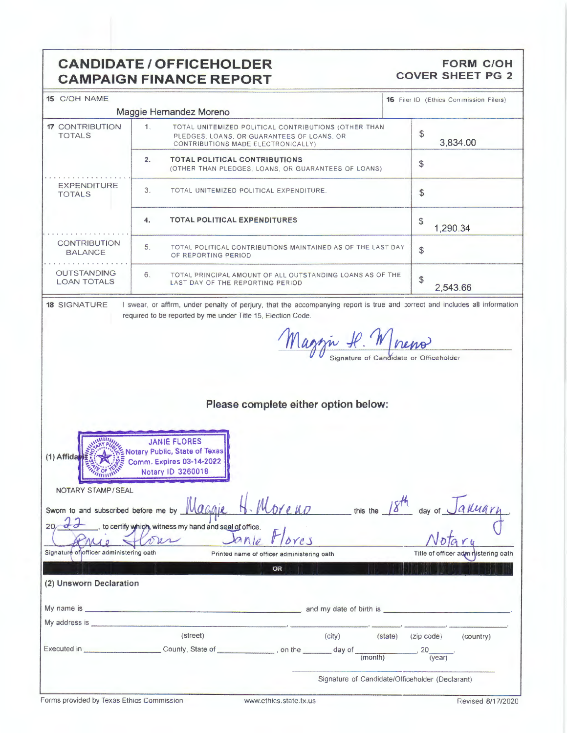# CANDIDATE / OFFICEHOLDER CAMPAIGN FINANCE REPORT

**FORM C/OH**
**COVER SHEET PG 2**

| 15 C/OH NAME | | 16 Filer ID (Ethics Commission Filers) |
|---|---|---|
| Maggie Hernandez Moreno | | |

| | | | |
|---|---|---|---|
| 17 CONTRIBUTION TOTALS | 1. | TOTAL UNITEMIZED POLITICAL CONTRIBUTIONS (OTHER THAN PLEDGES, LOANS, OR GUARANTEES OF LOANS, OR CONTRIBUTIONS MADE ELECTRONICALLY) | $ 3,834.00 |
| | 2. | **TOTAL POLITICAL CONTRIBUTIONS** (OTHER THAN PLEDGES, LOANS, OR GUARANTEES OF LOANS) | $ |
| EXPENDITURE TOTALS | 3. | TOTAL UNITEMIZED POLITICAL EXPENDITURE. | $ |
| | 4. | **TOTAL POLITICAL EXPENDITURES** | $ 1,290.34 |
| CONTRIBUTION BALANCE | 5. | TOTAL POLITICAL CONTRIBUTIONS MAINTAINED AS OF THE LAST DAY OF REPORTING PERIOD | $ |
| OUTSTANDING LOAN TOTALS | 6. | TOTAL PRINCIPAL AMOUNT OF ALL OUTSTANDING LOANS AS OF THE LAST DAY OF THE REPORTING PERIOD | $ 2,543.66 |

**18 SIGNATURE** I swear, or affirm, under penalty of perjury, that the accompanying report is true and correct and includes all information required to be reported by me under Title 15, Election Code.

Maggie H. Moreno
Signature of Candidate or Officeholder

## Please complete either option below:

**(1) Affidavit**

JANIE FLORES
Notary Public, State of Texas
Comm. Expires 03-14-2022
Notary ID 3260018

NOTARY STAMP / SEAL

Sworn to and subscribed before me by Maggie H. Moreno this the 18th day of January, 20 22, to certify which, witness my hand and seal of office.

Janie Flores — Signature of officer administering oath

Janie Flores — Printed name of officer administering oath

Notary — Title of officer administering oath

OR

**(2) Unsworn Declaration**

My name is ______________________, and my date of birth is ______________.

My address is ______________, ______________, ______, __________, __________.
(street) (city) (state) (zip code) (country)

Executed in ______________ County, State of ______________, on the ______ day of ______________, 20____.
(month) (year)

Signature of Candidate/Officeholder (Declarant)

Forms provided by Texas Ethics Commission www.ethics.state.tx.us Revised 8/17/2020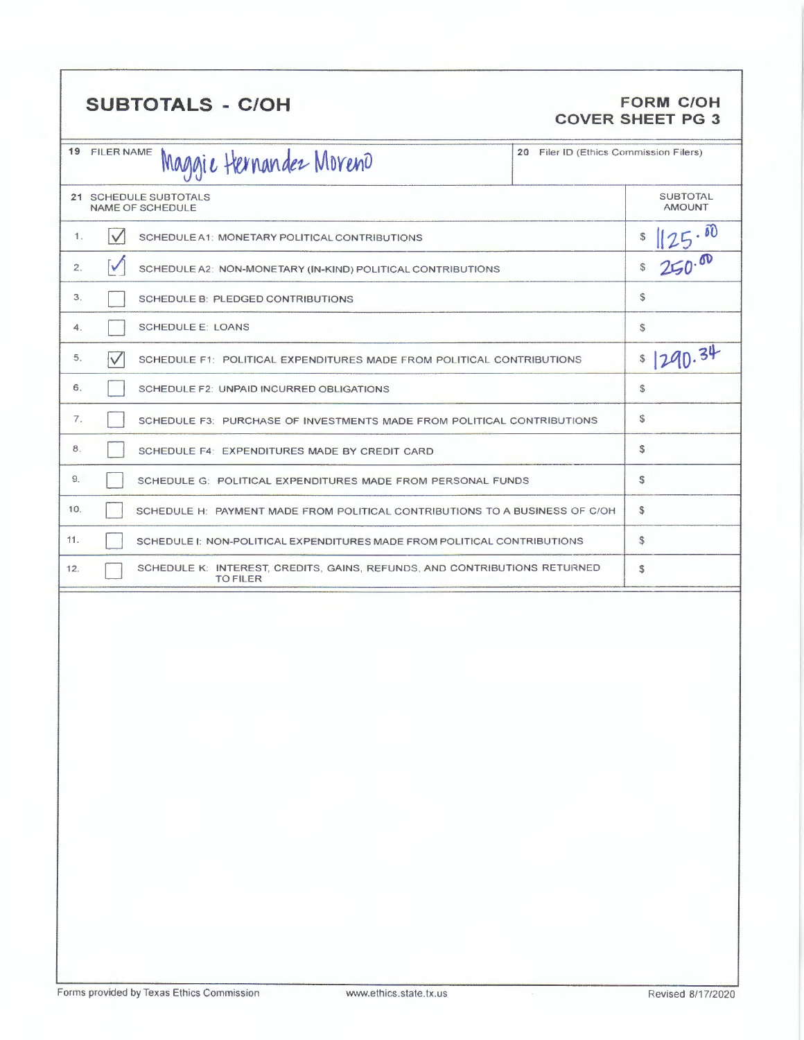## SUBTOTALS - C/OH

**FORM C/OH**
**COVER SHEET PG 3**

| 19 FILER NAME | 20 Filer ID (Ethics Commission Filers) |
|---|---|
| Maggie Hernandez Moreno | |

| 21 SCHEDULE SUBTOTALS | | NAME OF SCHEDULE | SUBTOTAL AMOUNT |
|---|---|---|---|
| 1. | ☑ | SCHEDULE A1: MONETARY POLITICAL CONTRIBUTIONS | $ 1125.00 |
| 2. | ☑ | SCHEDULE A2: NON-MONETARY (IN-KIND) POLITICAL CONTRIBUTIONS | $ 250.00 |
| 3. | ☐ | SCHEDULE B: PLEDGED CONTRIBUTIONS | $ |
| 4. | ☐ | SCHEDULE E: LOANS | $ |
| 5. | ☑ | SCHEDULE F1: POLITICAL EXPENDITURES MADE FROM POLITICAL CONTRIBUTIONS | $ 1290.34 |
| 6. | ☐ | SCHEDULE F2: UNPAID INCURRED OBLIGATIONS | $ |
| 7. | ☐ | SCHEDULE F3: PURCHASE OF INVESTMENTS MADE FROM POLITICAL CONTRIBUTIONS | $ |
| 8. | ☐ | SCHEDULE F4: EXPENDITURES MADE BY CREDIT CARD | $ |
| 9. | ☐ | SCHEDULE G: POLITICAL EXPENDITURES MADE FROM PERSONAL FUNDS | $ |
| 10. | ☐ | SCHEDULE H: PAYMENT MADE FROM POLITICAL CONTRIBUTIONS TO A BUSINESS OF C/OH | $ |
| 11. | ☐ | SCHEDULE I: NON-POLITICAL EXPENDITURES MADE FROM POLITICAL CONTRIBUTIONS | $ |
| 12. | ☐ | SCHEDULE K: INTEREST, CREDITS, GAINS, REFUNDS, AND CONTRIBUTIONS RETURNED TO FILER | $ |

Forms provided by Texas Ethics Commission www.ethics.state.tx.us Revised 8/17/2020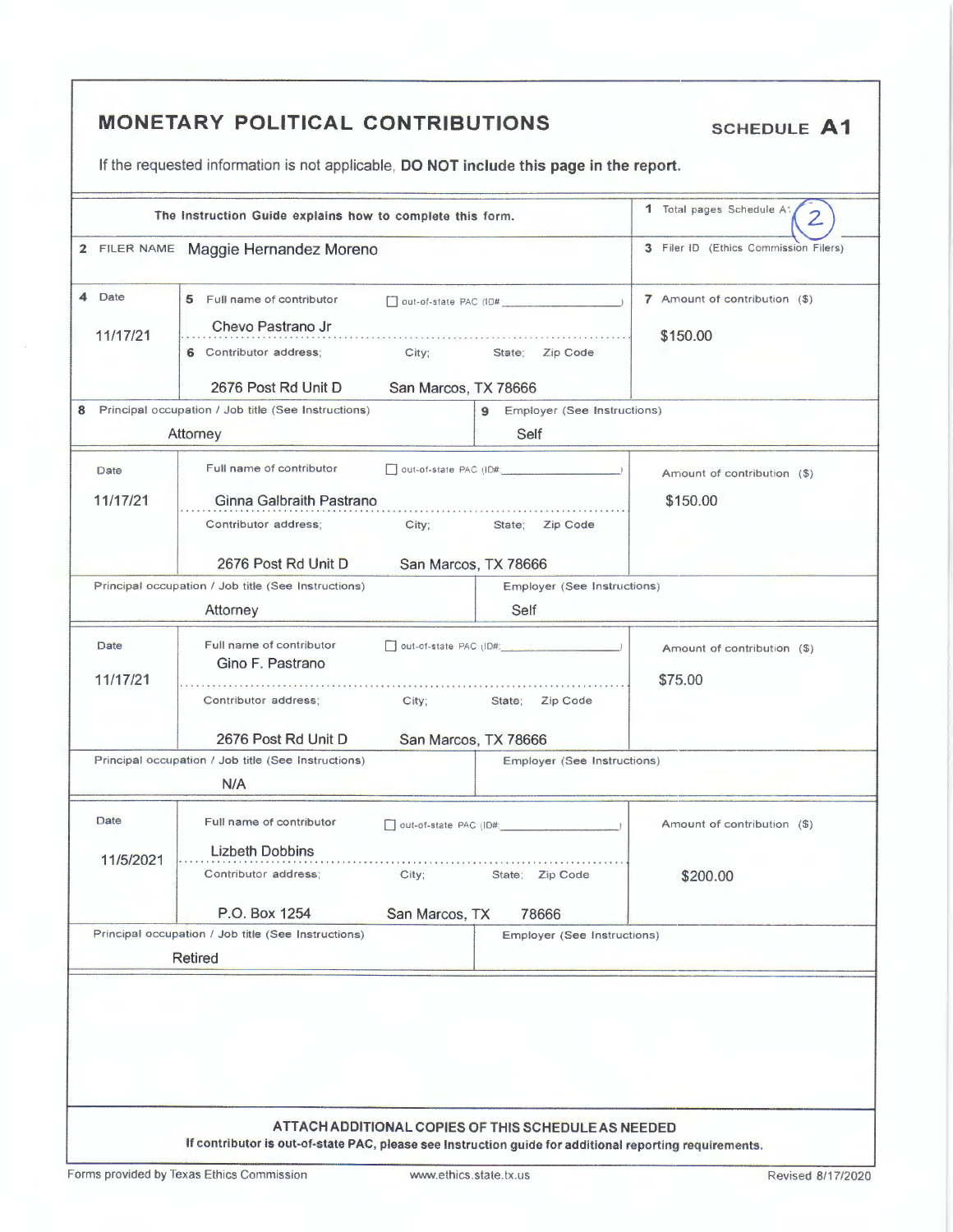# MONETARY POLITICAL CONTRIBUTIONS

**SCHEDULE A1**

If the requested information is not applicable, **DO NOT include this page in the report.**

| The Instruction Guide explains how to complete this form. | 1 Total pages Schedule A1: 2 |
|---|---|
| 2 FILER NAME Maggie Hernandez Moreno | 3 Filer ID (Ethics Commission Filers) |

| 4 Date | 5 Full name of contributor | out-of-state PAC (ID#) | 7 Amount of contribution ($) |
|---|---|---|---|
| 11/17/21 | Chevo Pastrano Jr | ☐ | $150.00 |
| | 6 Contributor address; City; State; Zip Code: 2676 Post Rd Unit D, San Marcos, TX 78666 | | |
| 8 Principal occupation / Job title (See Instructions): Attorney | | 9 Employer (See Instructions): Self | |

| Date | Full name of contributor | out-of-state PAC (ID#) | Amount of contribution ($) |
|---|---|---|---|
| 11/17/21 | Ginna Galbraith Pastrano | ☐ | $150.00 |
| | Contributor address; City; State; Zip Code: 2676 Post Rd Unit D, San Marcos, TX 78666 | | |
| Principal occupation / Job title (See Instructions): Attorney | | Employer (See Instructions): Self | |

| Date | Full name of contributor | out-of-state PAC (ID#) | Amount of contribution ($) |
|---|---|---|---|
| 11/17/21 | Gino F. Pastrano | ☐ | $75.00 |
| | Contributor address; City; State; Zip Code: 2676 Post Rd Unit D, San Marcos, TX 78666 | | |
| Principal occupation / Job title (See Instructions): N/A | | Employer (See Instructions): | |

| Date | Full name of contributor | out-of-state PAC (ID#) | Amount of contribution ($) |
|---|---|---|---|
| 11/5/2021 | Lizbeth Dobbins | ☐ | $200.00 |
| | Contributor address; City; State; Zip Code: P.O. Box 1254, San Marcos, TX 78666 | | |
| Principal occupation / Job title (See Instructions): Retired | | Employer (See Instructions): | |

**ATTACH ADDITIONAL COPIES OF THIS SCHEDULE AS NEEDED**

**If contributor is out-of-state PAC, please see Instruction guide for additional reporting requirements.**

Forms provided by Texas Ethics Commission www.ethics.state.tx.us Revised 8/17/2020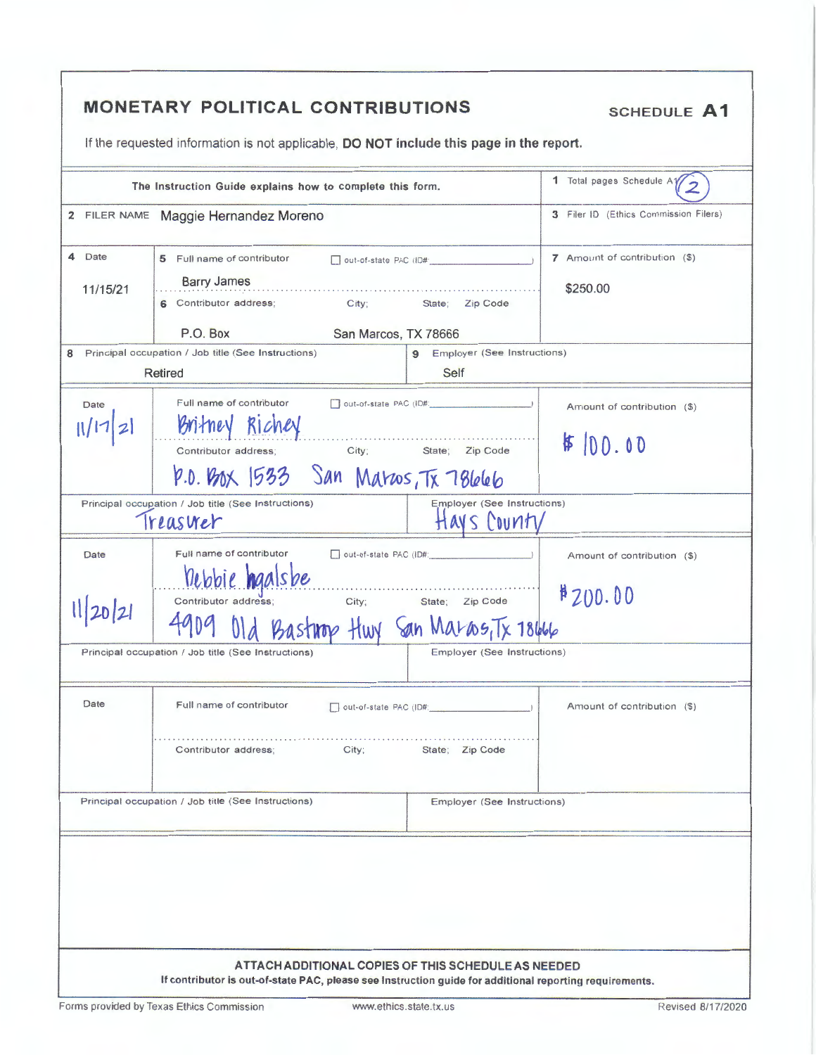## MONETARY POLITICAL CONTRIBUTIONS

**SCHEDULE A1**

If the requested information is not applicable, **DO NOT include this page in the report.**

| The Instruction Guide explains how to complete this form. | 1 Total pages Schedule A1: 2 |
|---|---|
| 2 FILER NAME Maggie Hernandez Moreno | 3 Filer ID (Ethics Commission Filers) |

| 4 Date | 5 Full name of contributor ☐ out-of-state PAC (ID#: ) / 6 Contributor address; City; State; Zip Code | 7 Amount of contribution ($) |
|---|---|---|
| 11/15/21 | Barry James / P.O. Box San Marcos, TX 78666 | $250.00 |
| 8 Principal occupation / Job title (See Instructions): Retired | 9 Employer (See Instructions): Self | |
| 11/17/21 | Britney Richey / P.O. Box 1533 San Marcos, Tx 78666 | $100.00 |
| Principal occupation / Job title (See Instructions): Treasurer | Employer (See Instructions): Hays County | |
| 11/20/21 | Debbie Ingalsbe / 4909 Old Bastrop Hwy San Marcos, Tx 78666 | $200.00 |
| Principal occupation / Job title (See Instructions): | Employer (See Instructions): | |
| Date | Full name of contributor ☐ out-of-state PAC (ID#: ) / Contributor address; City; State; Zip Code | Amount of contribution ($) |
| Principal occupation / Job title (See Instructions): | Employer (See Instructions): | |

**ATTACH ADDITIONAL COPIES OF THIS SCHEDULE AS NEEDED**

**If contributor is out-of-state PAC, please see Instruction guide for additional reporting requirements.**

Forms provided by Texas Ethics Commission www.ethics.state.tx.us Revised 8/17/2020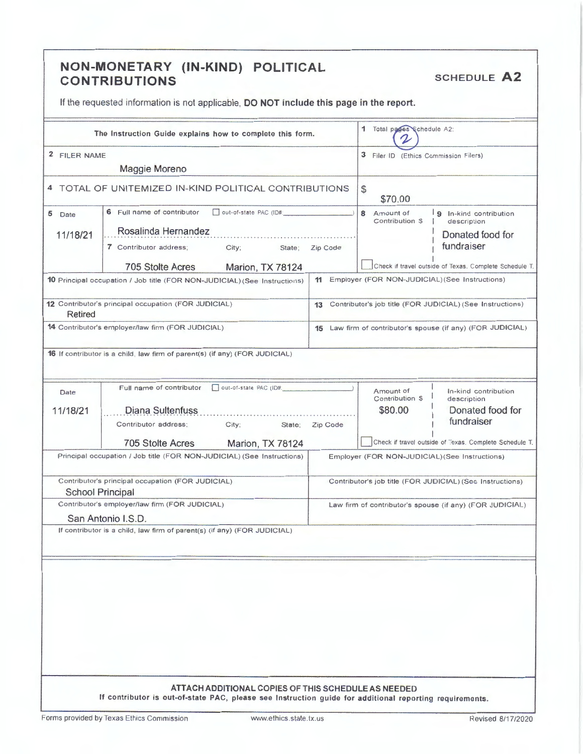# NON-MONETARY (IN-KIND) POLITICAL CONTRIBUTIONS

**SCHEDULE A2**

If the requested information is not applicable, **DO NOT include this page in the report.**

| | |
|---|---|
| **The Instruction Guide explains how to complete this form.** | 1 Total pages Schedule A2: 2 |
| 2 FILER NAME<br>Maggie Moreno | 3 Filer ID (Ethics Commission Filers) |
| 4 TOTAL OF UNITEMIZED IN-KIND POLITICAL CONTRIBUTIONS | $ $70.00 |

| 5 Date | 6 Full name of contributor ☐ out-of-state PAC (ID#: ) | 8 Amount of Contribution $ | 9 In-kind contribution description |
|---|---|---|---|
| 11/18/21 | Rosalinda Hernandez | | Donated food for fundraiser |
| | 7 Contributor address; City; State; Zip Code<br>705 Stolte Acres Marion, TX 78124 | ☐ Check if travel outside of Texas. Complete Schedule T. | |

| | |
|---|---|
| 10 Principal occupation / Job title (FOR NON-JUDICIAL) (See Instructions) | 11 Employer (FOR NON-JUDICIAL) (See Instructions) |
| 12 Contributor's principal occupation (FOR JUDICIAL)<br>Retired | 13 Contributor's job title (FOR JUDICIAL) (See Instructions) |
| 14 Contributor's employer/law firm (FOR JUDICIAL) | 15 Law firm of contributor's spouse (if any) (FOR JUDICIAL) |
| 16 If contributor is a child, law firm of parent(s) (if any) (FOR JUDICIAL) | |

| Date | Full name of contributor ☐ out-of-state PAC (ID#: ) | Amount of Contribution $ | In-kind contribution description |
|---|---|---|---|
| 11/18/21 | Diana Sultenfuss | $80.00 | Donated food for fundraiser |
| | Contributor address; City; State; Zip Code<br>705 Stolte Acres Marion, TX 78124 | ☐ Check if travel outside of Texas. Complete Schedule T. | |

| | |
|---|---|
| Principal occupation / Job title (FOR NON-JUDICIAL) (See Instructions) | Employer (FOR NON-JUDICIAL) (See Instructions) |
| Contributor's principal occupation (FOR JUDICIAL)<br>School Principal | Contributor's job title (FOR JUDICIAL) (See Instructions) |
| Contributor's employer/law firm (FOR JUDICIAL)<br>San Antonio I.S.D. | Law firm of contributor's spouse (if any) (FOR JUDICIAL) |
| If contributor is a child, law firm of parent(s) (if any) (FOR JUDICIAL) | |

**ATTACH ADDITIONAL COPIES OF THIS SCHEDULE AS NEEDED**

**If contributor is out-of-state PAC, please see Instruction guide for additional reporting requirements.**

Forms provided by Texas Ethics Commission www.ethics.state.tx.us Revised 8/17/2020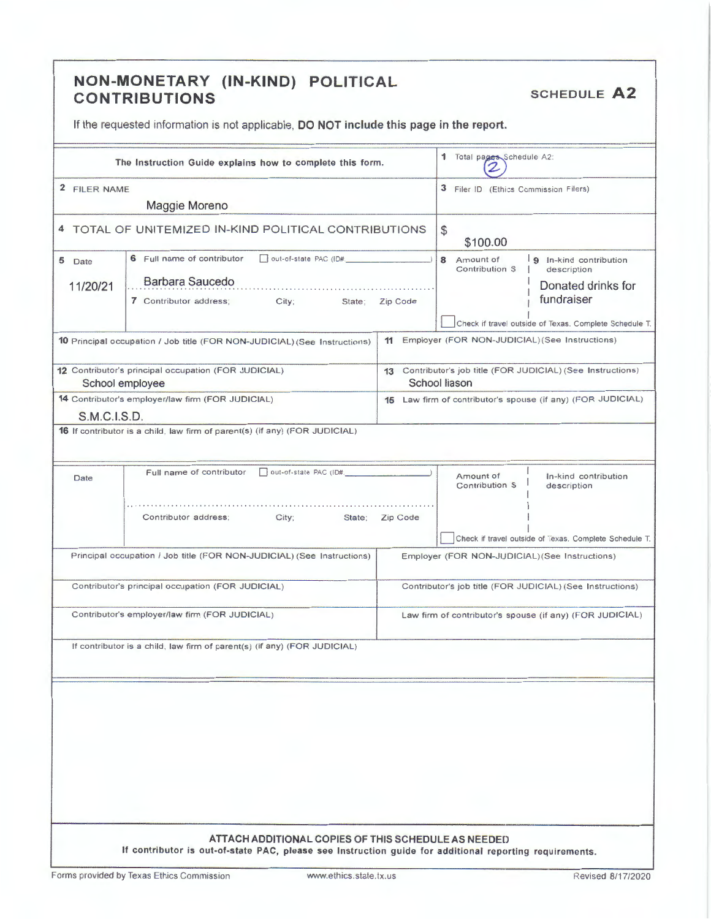# NON-MONETARY (IN-KIND) POLITICAL CONTRIBUTIONS

**SCHEDULE A2**

If the requested information is not applicable, **DO NOT include this page in the report.**

| The Instruction Guide explains how to complete this form. | 1 Total pages Schedule A2: 2 |
|---|---|
| 2 FILER NAME<br>Maggie Moreno | 3 Filer ID (Ethics Commission Filers) |
| 4 TOTAL OF UNITEMIZED IN-KIND POLITICAL CONTRIBUTIONS | $ $100.00 |

| 5 Date | 6 Full name of contributor ☐ out-of-state PAC (ID#\_\_\_\_\_\_) | 8 Amount of Contribution $ | 9 In-kind contribution description |
|---|---|---|---|
| 11/20/21 | Barbara Saucedo<br>7 Contributor address; City; State; Zip Code | | Donated drinks for fundraiser<br>☐ Check if travel outside of Texas. Complete Schedule T. |

| | |
|---|---|
| 10 Principal occupation / Job title (FOR NON-JUDICIAL) (See Instructions) | 11 Employer (FOR NON-JUDICIAL) (See Instructions) |
| 12 Contributor's principal occupation (FOR JUDICIAL)<br>School employee | 13 Contributor's job title (FOR JUDICIAL) (See Instructions)<br>School liason |
| 14 Contributor's employer/law firm (FOR JUDICIAL)<br>S.M.C.I.S.D. | 15 Law firm of contributor's spouse (if any) (FOR JUDICIAL) |
| 16 If contributor is a child, law firm of parent(s) (if any) (FOR JUDICIAL) | |

| Date | Full name of contributor ☐ out-of-state PAC (ID#\_\_\_\_\_\_) | Amount of Contribution $ | In-kind contribution description |
|---|---|---|---|
| | Contributor address; City; State; Zip Code | | ☐ Check if travel outside of Texas. Complete Schedule T. |

| | |
|---|---|
| Principal occupation / Job title (FOR NON-JUDICIAL) (See Instructions) | Employer (FOR NON-JUDICIAL) (See Instructions) |
| Contributor's principal occupation (FOR JUDICIAL) | Contributor's job title (FOR JUDICIAL) (See Instructions) |
| Contributor's employer/law firm (FOR JUDICIAL) | Law firm of contributor's spouse (if any) (FOR JUDICIAL) |
| If contributor is a child, law firm of parent(s) (if any) (FOR JUDICIAL) | |

**ATTACH ADDITIONAL COPIES OF THIS SCHEDULE AS NEEDED**

**If contributor is out-of-state PAC, please see Instruction guide for additional reporting requirements.**

Forms provided by Texas Ethics Commission www.ethics.state.tx.us Revised 8/17/2020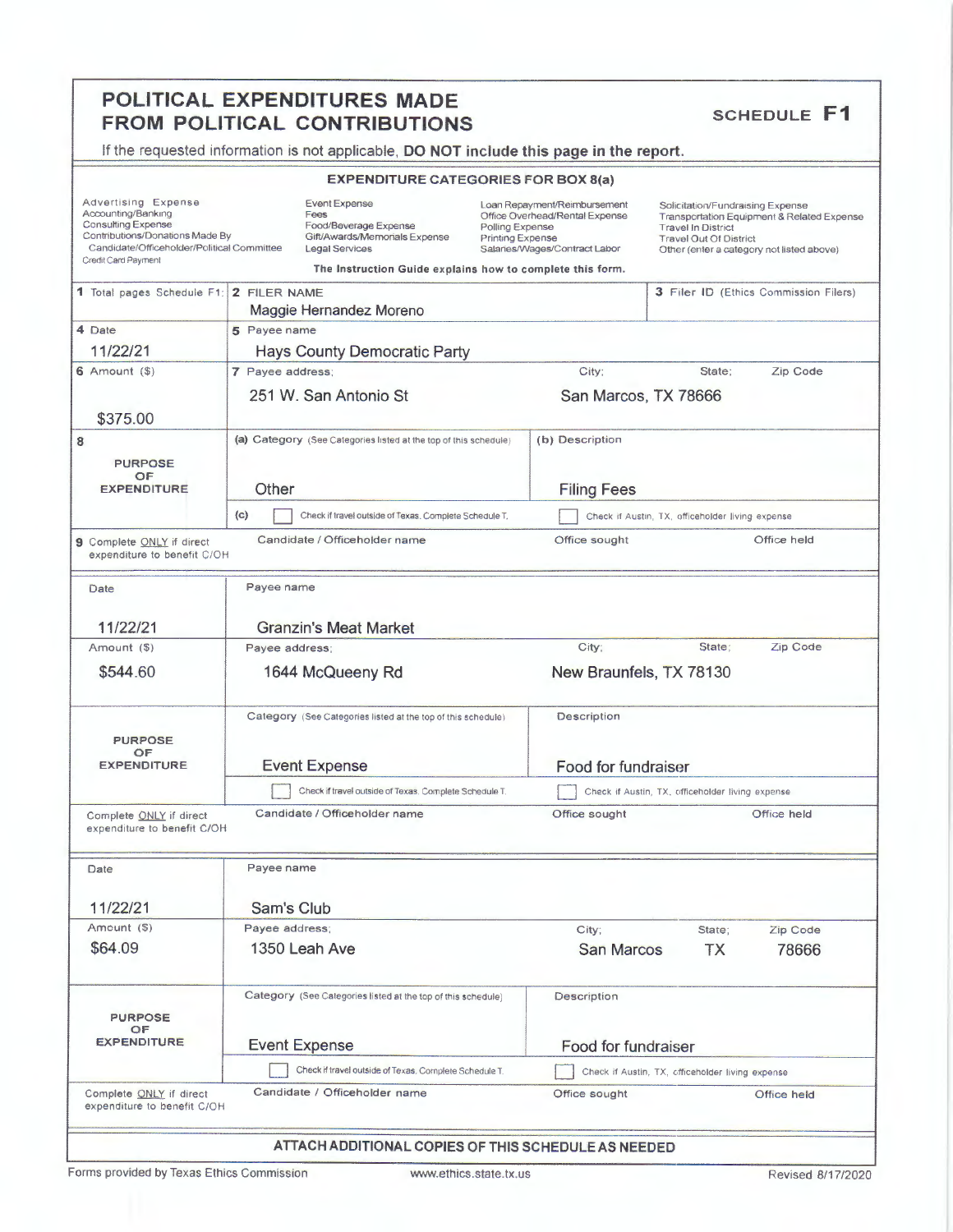# POLITICAL EXPENDITURES MADE FROM POLITICAL CONTRIBUTIONS

**SCHEDULE F1**

If the requested information is not applicable, **DO NOT** include this page in the report.

### EXPENDITURE CATEGORIES FOR BOX 8(a)

| | | | |
|---|---|---|---|
| Advertising Expense | Event Expense | Loan Repayment/Reimbursement | Solicitation/Fundraising Expense |
| Accounting/Banking | Fees | Office Overhead/Rental Expense | Transportation Equipment & Related Expense |
| Consulting Expense | Food/Beverage Expense | Polling Expense | Travel In District |
| Contributions/Donations Made By Candidate/Officeholder/Political Committee | Gift/Awards/Memorials Expense | Printing Expense | Travel Out Of District |
| Credit Card Payment | Legal Services | Salaries/Wages/Contract Labor | Other (enter a category not listed above) |

The Instruction Guide explains how to complete this form.

| | | | | |
|---|---|---|---|---|
| **1** Total pages Schedule F1: | **2** FILER NAME<br>Maggie Hernandez Moreno | | **3** Filer ID (Ethics Commission Filers) | |
| **4** Date<br>11/22/21 | **5** Payee name<br>Hays County Democratic Party | | | |
| **6** Amount ($)<br>$375.00 | **7** Payee address;<br>251 W. San Antonio St | City; State; Zip Code<br>San Marcos, TX 78666 | | |
| **8** PURPOSE OF EXPENDITURE | (a) Category (See Categories listed at the top of this schedule)<br>Other | (b) Description<br>Filing Fees | | |
| | (c) ☐ Check if travel outside of Texas. Complete Schedule T. | ☐ Check if Austin, TX, officeholder living expense | | |
| **9** Complete ONLY if direct expenditure to benefit C/OH | Candidate / Officeholder name | Office sought | Office held | |

| | | | | |
|---|---|---|---|---|
| Date<br>11/22/21 | Payee name<br>Granzin's Meat Market | | | |
| Amount ($)<br>$544.60 | Payee address;<br>1644 McQueeny Rd | City; State; Zip Code<br>New Braunfels, TX 78130 | | |
| PURPOSE OF EXPENDITURE | Category (See Categories listed at the top of this schedule)<br>Event Expense | Description<br>Food for fundraiser | | |
| | ☐ Check if travel outside of Texas. Complete Schedule T. | ☐ Check if Austin, TX, officeholder living expense | | |
| Complete ONLY if direct expenditure to benefit C/OH | Candidate / Officeholder name | Office sought | Office held | |

| | | | | |
|---|---|---|---|---|
| Date<br>11/22/21 | Payee name<br>Sam's Club | | | |
| Amount ($)<br>$64.09 | Payee address;<br>1350 Leah Ave | City;<br>San Marcos | State;<br>TX | Zip Code<br>78666 |
| PURPOSE OF EXPENDITURE | Category (See Categories listed at the top of this schedule)<br>Event Expense | Description<br>Food for fundraiser | | |
| | ☐ Check if travel outside of Texas. Complete Schedule T. | ☐ Check if Austin, TX, officeholder living expense | | |
| Complete ONLY if direct expenditure to benefit C/OH | Candidate / Officeholder name | Office sought | Office held | |

**ATTACH ADDITIONAL COPIES OF THIS SCHEDULE AS NEEDED**

Forms provided by Texas Ethics Commission www.ethics.state.tx.us Revised 8/17/2020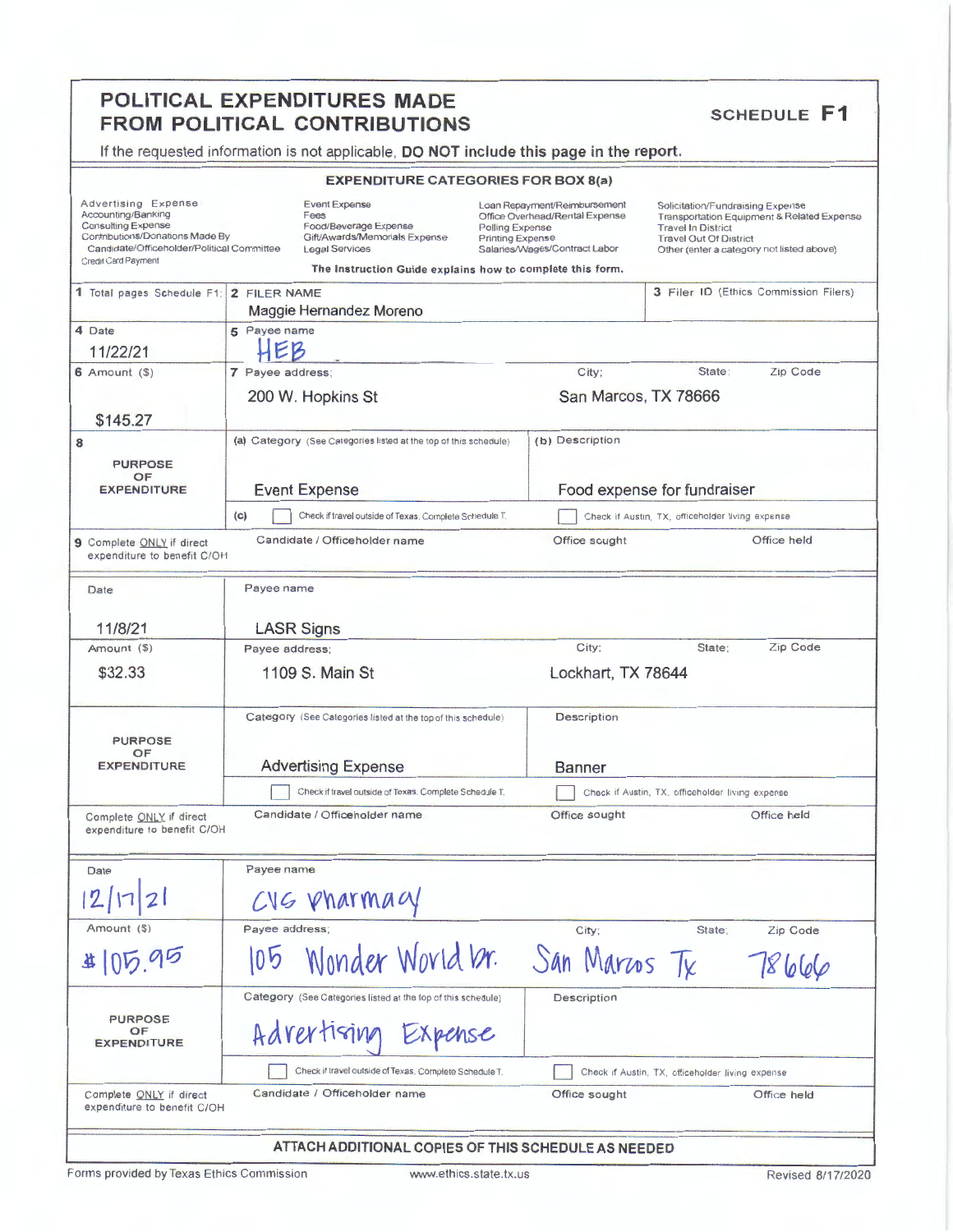# POLITICAL EXPENDITURES MADE FROM POLITICAL CONTRIBUTIONS

**SCHEDULE F1**

If the requested information is not applicable, **DO NOT include this page in the report.**

**EXPENDITURE CATEGORIES FOR BOX 8(a)**

| | | | |
|---|---|---|---|
| Advertising Expense | Event Expense | Loan Repayment/Reimbursement | Solicitation/Fundraising Expense |
| Accounting/Banking | Fees | Office Overhead/Rental Expense | Transportation Equipment & Related Expense |
| Consulting Expense | Food/Beverage Expense | Polling Expense | Travel In District |
| Contributions/Donations Made By Candidate/Officeholder/Political Committee | Gift/Awards/Memorials Expense | Printing Expense | Travel Out Of District |
| Credit Card Payment | Legal Services | Salaries/Wages/Contract Labor | Other (enter a category not listed above) |

**The Instruction Guide explains how to complete this form.**

| | | | |
|---|---|---|---|
| 1 Total pages Schedule F1: | 2 FILER NAME: Maggie Hernandez Moreno | | 3 Filer ID (Ethics Commission Filers) |
| 4 Date: 11/22/21 | 5 Payee name: HEB | | |
| 6 Amount ($): $145.27 | 7 Payee address: 200 W. Hopkins St | City; State; Zip Code: San Marcos, TX 78666 | |
| 8 PURPOSE OF EXPENDITURE | (a) Category: Event Expense | (b) Description: Food expense for fundraiser | |
| | (c) ☐ Check if travel outside of Texas. Complete Schedule T. | ☐ Check if Austin, TX, officeholder living expense | |
| 9 Complete ONLY if direct expenditure to benefit C/OH | Candidate / Officeholder name | Office sought | Office held |

| | | | |
|---|---|---|---|
| Date: 11/8/21 | Payee name: LASR Signs | | |
| Amount ($): $32.33 | Payee address: 1109 S. Main St | City; State; Zip Code: Lockhart, TX 78644 | |
| PURPOSE OF EXPENDITURE | Category: Advertising Expense | Description: Banner | |
| | ☐ Check if travel outside of Texas. Complete Schedule T. | ☐ Check if Austin, TX, officeholder living expense | |
| Complete ONLY if direct expenditure to benefit C/OH | Candidate / Officeholder name | Office sought | Office held |

| | | | |
|---|---|---|---|
| Date: 12/17/21 | Payee name: CVS Pharmacy | | |
| Amount ($): $105.95 | Payee address: 105 Wonder World Dr. | City; State; Zip Code: San Marcos Tx 78666 | |
| PURPOSE OF EXPENDITURE | Category: Advertising Expense | Description: | |
| | ☐ Check if travel outside of Texas. Complete Schedule T. | ☐ Check if Austin, TX, officeholder living expense | |
| Complete ONLY if direct expenditure to benefit C/OH | Candidate / Officeholder name | Office sought | Office held |

**ATTACH ADDITIONAL COPIES OF THIS SCHEDULE AS NEEDED**

Forms provided by Texas Ethics Commission www.ethics.state.tx.us Revised 8/17/2020